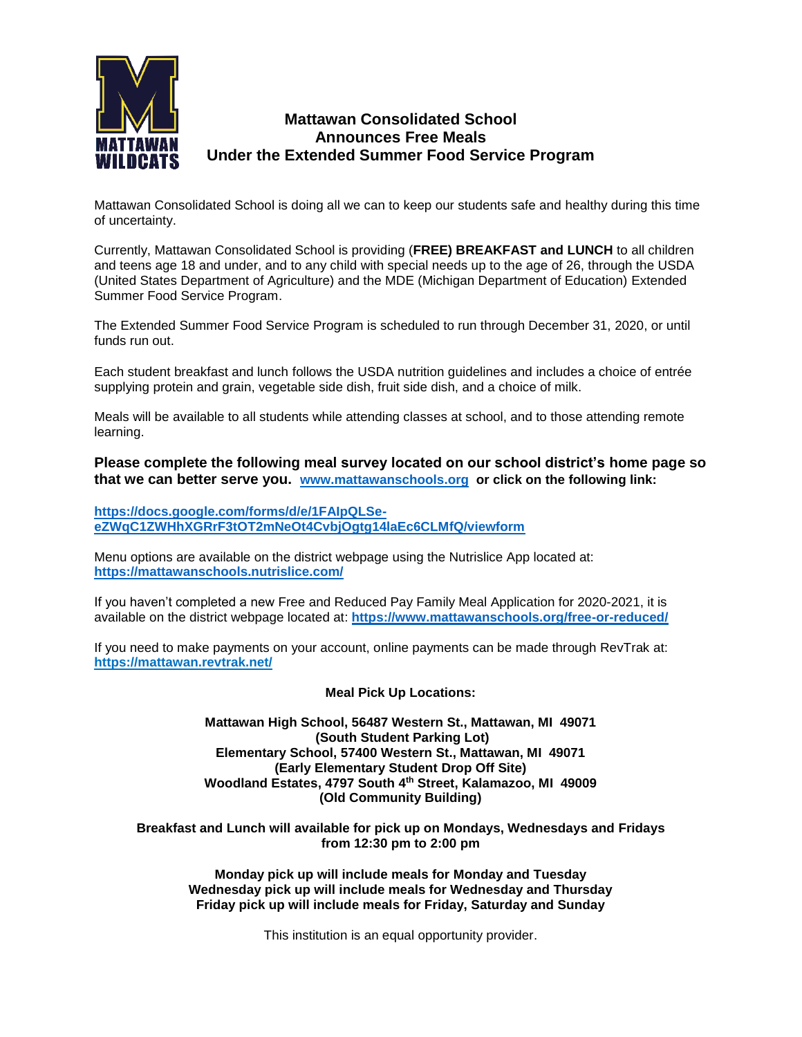# Mattawan Consolidated School Announces Free Meals Under the Extended Summer Food Service Program

Mattawan Consolidated School is doing all we can to keep our students safe and healthy during this time of uncertainty.

Currently, Mattawan Consolidated School is providing (**FREE) BREAKFAST and LUNCH** to all children and teens age 18 and under, and to any child with special needs up to the age of 26, through the USDA (United States Department of Agriculture) and the MDE (Michigan Department of Education) Extended Summer Food Service Program.

The Extended Summer Food Service Program is scheduled to run through December 31, 2020, or until funds run out.

Each student breakfast and lunch follows the USDA nutrition guidelines and includes a choice of entrée supplying protein and grain, vegetable side dish, fruit side dish, and a choice of milk.

Meals will be available to all students while attending classes at school, and to those attending remote learning.

**Please complete the following meal survey located on our school district's home page so that we can better serve you. www.mattawanschools.org or click on the following link:**

**https://docs.google.com/forms/d/e/1FAIpQLSe-eZWqC1ZWHhXGRrF3tOT2mNeOt4CvbjOgtg14laEc6CLMfQ/viewform**

Menu options are available on the district webpage using the Nutrislice App located at: **https://mattawanschools.nutrislice.com/**

If you haven't completed a new Free and Reduced Pay Family Meal Application for 2020-2021, it is available on the district webpage located at: **https://www.mattawanschools.org/free-or-reduced/**

If you need to make payments on your account, online payments can be made through RevTrak at: **https://mattawan.revtrak.net/**

**Meal Pick Up Locations:**

**Mattawan High School, 56487 Western St., Mattawan, MI 49071**
**(South Student Parking Lot)**
**Elementary School, 57400 Western St., Mattawan, MI 49071**
**(Early Elementary Student Drop Off Site)**
**Woodland Estates, 4797 South 4th Street, Kalamazoo, MI 49009**
**(Old Community Building)**

**Breakfast and Lunch will available for pick up on Mondays, Wednesdays and Fridays from 12:30 pm to 2:00 pm**

**Monday pick up will include meals for Monday and Tuesday**
**Wednesday pick up will include meals for Wednesday and Thursday**
**Friday pick up will include meals for Friday, Saturday and Sunday**

This institution is an equal opportunity provider.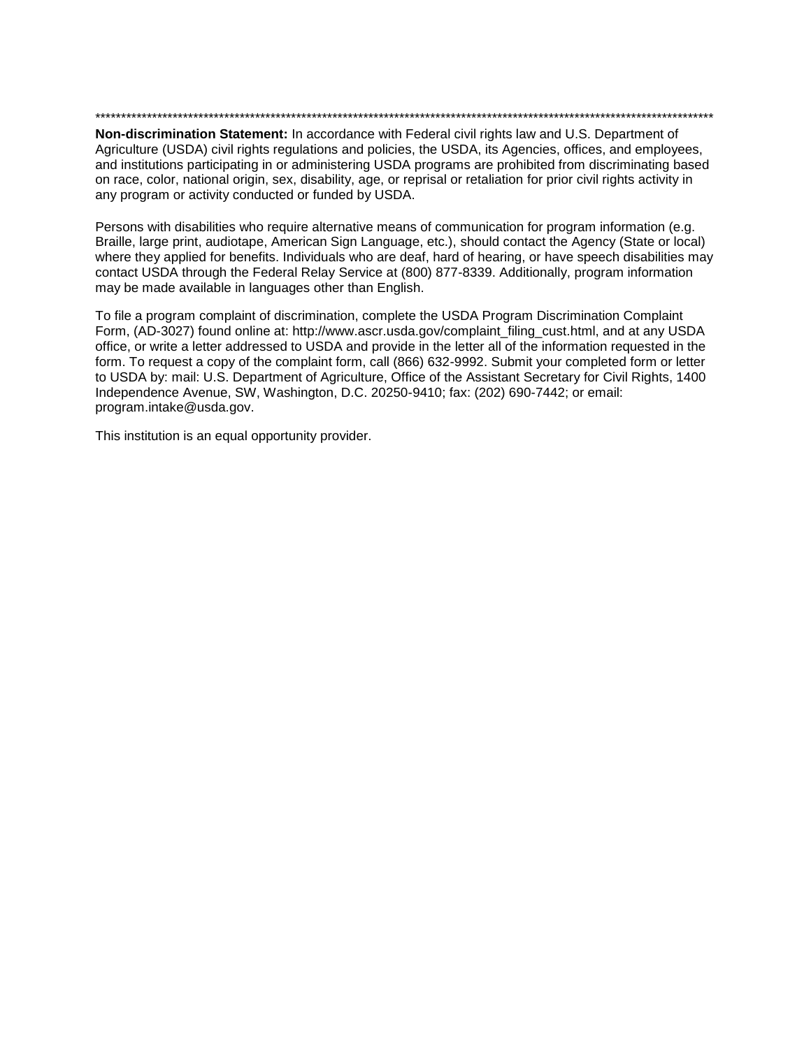************************************************************************************************************************

**Non-discrimination Statement:** In accordance with Federal civil rights law and U.S. Department of Agriculture (USDA) civil rights regulations and policies, the USDA, its Agencies, offices, and employees, and institutions participating in or administering USDA programs are prohibited from discriminating based on race, color, national origin, sex, disability, age, or reprisal or retaliation for prior civil rights activity in any program or activity conducted or funded by USDA.

Persons with disabilities who require alternative means of communication for program information (e.g. Braille, large print, audiotape, American Sign Language, etc.), should contact the Agency (State or local) where they applied for benefits. Individuals who are deaf, hard of hearing, or have speech disabilities may contact USDA through the Federal Relay Service at (800) 877-8339. Additionally, program information may be made available in languages other than English.

To file a program complaint of discrimination, complete the USDA Program Discrimination Complaint Form, (AD-3027) found online at: http://www.ascr.usda.gov/complaint_filing_cust.html, and at any USDA office, or write a letter addressed to USDA and provide in the letter all of the information requested in the form. To request a copy of the complaint form, call (866) 632-9992. Submit your completed form or letter to USDA by: mail: U.S. Department of Agriculture, Office of the Assistant Secretary for Civil Rights, 1400 Independence Avenue, SW, Washington, D.C. 20250-9410; fax: (202) 690-7442; or email: program.intake@usda.gov.

This institution is an equal opportunity provider.